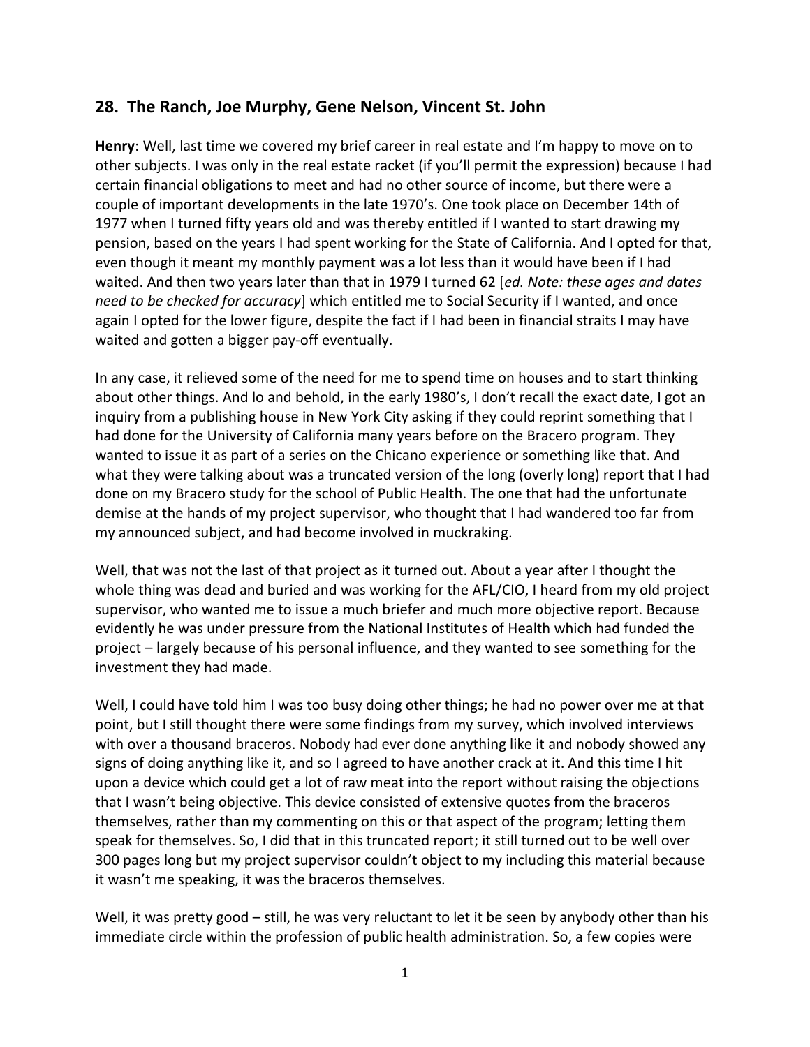## 28. The Ranch, Joe Murphy, Gene Nelson, Vincent St. John

**Henry**: Well, last time we covered my brief career in real estate and I'm happy to move on to other subjects. I was only in the real estate racket (if you'll permit the expression) because I had certain financial obligations to meet and had no other source of income, but there were a couple of important developments in the late 1970's. One took place on December 14th of 1977 when I turned fifty years old and was thereby entitled if I wanted to start drawing my pension, based on the years I had spent working for the State of California. And I opted for that, even though it meant my monthly payment was a lot less than it would have been if I had waited. And then two years later than that in 1979 I turned 62 [*ed. Note: these ages and dates need to be checked for accuracy*] which entitled me to Social Security if I wanted, and once again I opted for the lower figure, despite the fact if I had been in financial straits I may have waited and gotten a bigger pay-off eventually.

In any case, it relieved some of the need for me to spend time on houses and to start thinking about other things. And lo and behold, in the early 1980's, I don't recall the exact date, I got an inquiry from a publishing house in New York City asking if they could reprint something that I had done for the University of California many years before on the Bracero program. They wanted to issue it as part of a series on the Chicano experience or something like that. And what they were talking about was a truncated version of the long (overly long) report that I had done on my Bracero study for the school of Public Health. The one that had the unfortunate demise at the hands of my project supervisor, who thought that I had wandered too far from my announced subject, and had become involved in muckraking.

Well, that was not the last of that project as it turned out. About a year after I thought the whole thing was dead and buried and was working for the AFL/CIO, I heard from my old project supervisor, who wanted me to issue a much briefer and much more objective report. Because evidently he was under pressure from the National Institutes of Health which had funded the project – largely because of his personal influence, and they wanted to see something for the investment they had made.

Well, I could have told him I was too busy doing other things; he had no power over me at that point, but I still thought there were some findings from my survey, which involved interviews with over a thousand braceros. Nobody had ever done anything like it and nobody showed any signs of doing anything like it, and so I agreed to have another crack at it. And this time I hit upon a device which could get a lot of raw meat into the report without raising the objections that I wasn't being objective. This device consisted of extensive quotes from the braceros themselves, rather than my commenting on this or that aspect of the program; letting them speak for themselves. So, I did that in this truncated report; it still turned out to be well over 300 pages long but my project supervisor couldn't object to my including this material because it wasn't me speaking, it was the braceros themselves.

Well, it was pretty good – still, he was very reluctant to let it be seen by anybody other than his immediate circle within the profession of public health administration. So, a few copies were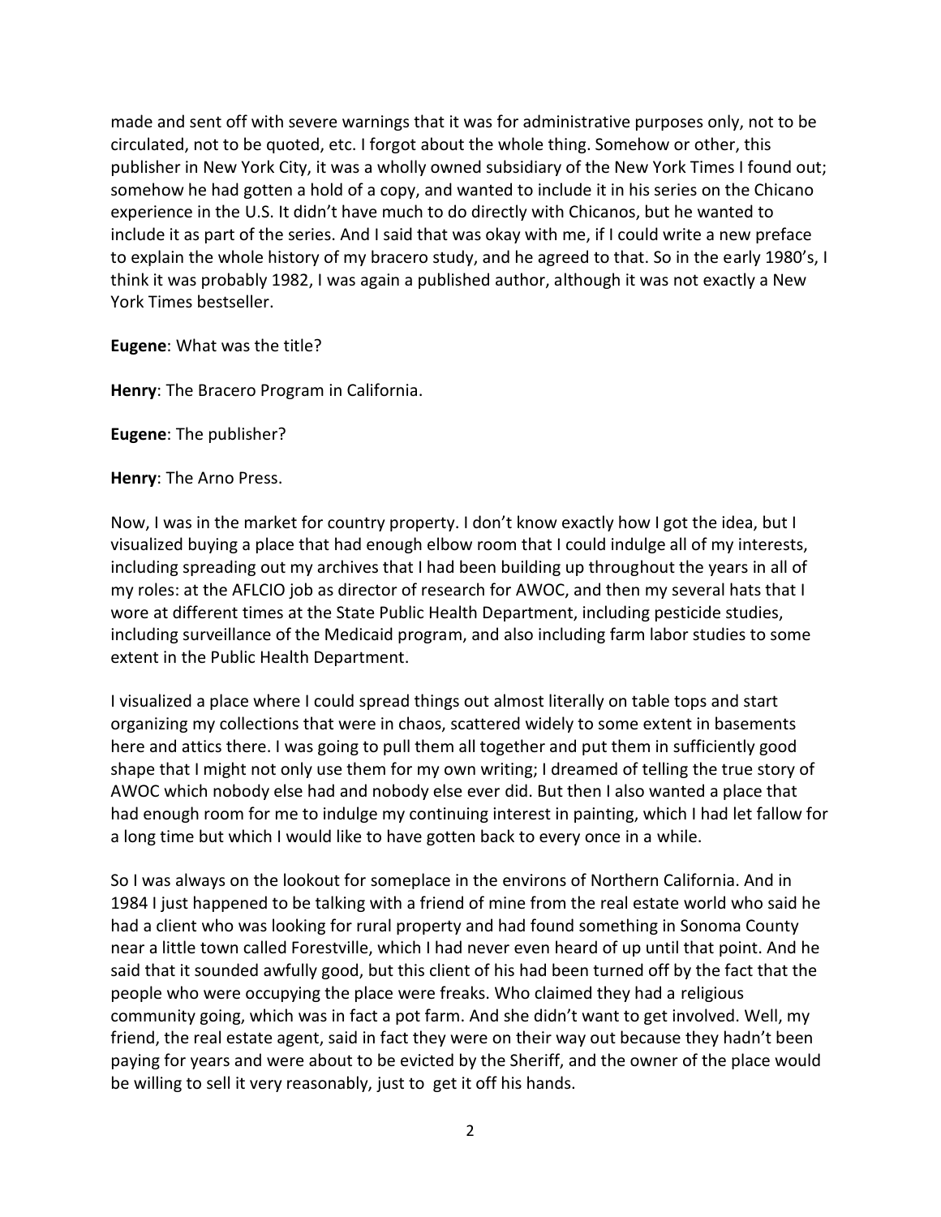made and sent off with severe warnings that it was for administrative purposes only, not to be circulated, not to be quoted, etc. I forgot about the whole thing. Somehow or other, this publisher in New York City, it was a wholly owned subsidiary of the New York Times I found out; somehow he had gotten a hold of a copy, and wanted to include it in his series on the Chicano experience in the U.S. It didn't have much to do directly with Chicanos, but he wanted to include it as part of the series. And I said that was okay with me, if I could write a new preface to explain the whole history of my bracero study, and he agreed to that. So in the early 1980's, I think it was probably 1982, I was again a published author, although it was not exactly a New York Times bestseller.

**Eugene**: What was the title?

**Henry**: The Bracero Program in California.

**Eugene**: The publisher?

**Henry**: The Arno Press.

Now, I was in the market for country property. I don't know exactly how I got the idea, but I visualized buying a place that had enough elbow room that I could indulge all of my interests, including spreading out my archives that I had been building up throughout the years in all of my roles: at the AFLCIO job as director of research for AWOC, and then my several hats that I wore at different times at the State Public Health Department, including pesticide studies, including surveillance of the Medicaid program, and also including farm labor studies to some extent in the Public Health Department.

I visualized a place where I could spread things out almost literally on table tops and start organizing my collections that were in chaos, scattered widely to some extent in basements here and attics there. I was going to pull them all together and put them in sufficiently good shape that I might not only use them for my own writing; I dreamed of telling the true story of AWOC which nobody else had and nobody else ever did. But then I also wanted a place that had enough room for me to indulge my continuing interest in painting, which I had let fallow for a long time but which I would like to have gotten back to every once in a while.

So I was always on the lookout for someplace in the environs of Northern California. And in 1984 I just happened to be talking with a friend of mine from the real estate world who said he had a client who was looking for rural property and had found something in Sonoma County near a little town called Forestville, which I had never even heard of up until that point. And he said that it sounded awfully good, but this client of his had been turned off by the fact that the people who were occupying the place were freaks. Who claimed they had a religious community going, which was in fact a pot farm. And she didn't want to get involved. Well, my friend, the real estate agent, said in fact they were on their way out because they hadn't been paying for years and were about to be evicted by the Sheriff, and the owner of the place would be willing to sell it very reasonably, just to get it off his hands.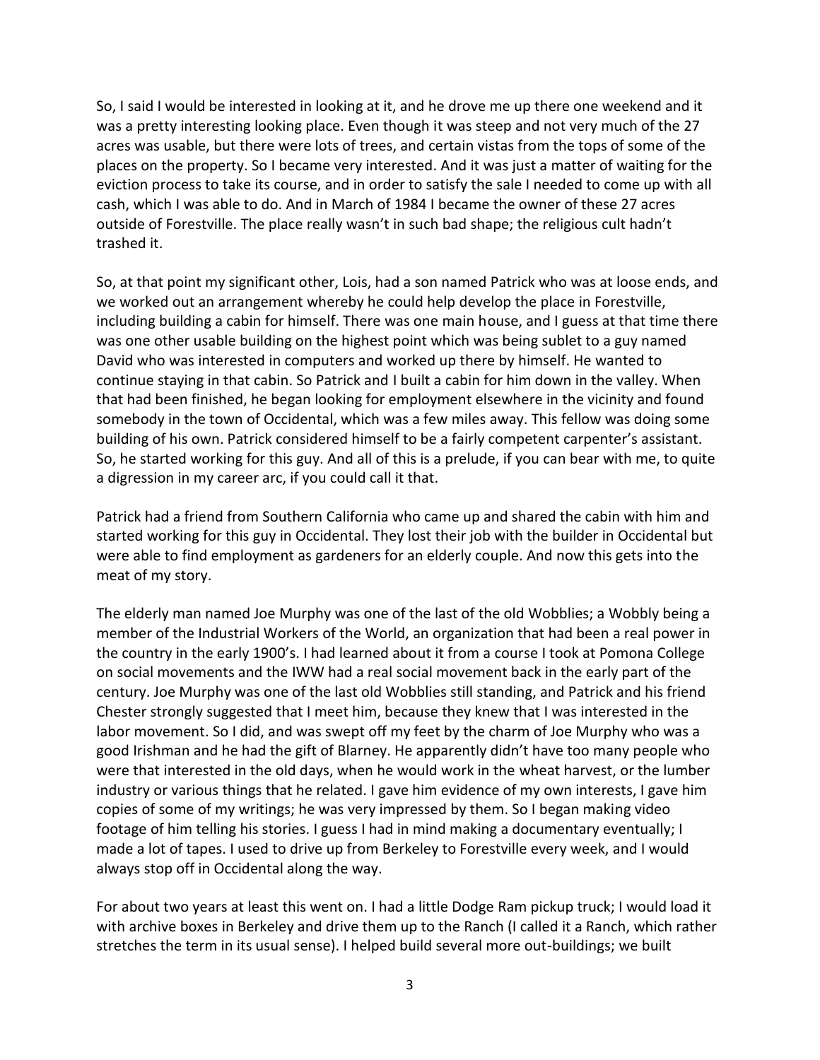So, I said I would be interested in looking at it, and he drove me up there one weekend and it was a pretty interesting looking place. Even though it was steep and not very much of the 27 acres was usable, but there were lots of trees, and certain vistas from the tops of some of the places on the property. So I became very interested. And it was just a matter of waiting for the eviction process to take its course, and in order to satisfy the sale I needed to come up with all cash, which I was able to do. And in March of 1984 I became the owner of these 27 acres outside of Forestville. The place really wasn't in such bad shape; the religious cult hadn't trashed it.

So, at that point my significant other, Lois, had a son named Patrick who was at loose ends, and we worked out an arrangement whereby he could help develop the place in Forestville, including building a cabin for himself. There was one main house, and I guess at that time there was one other usable building on the highest point which was being sublet to a guy named David who was interested in computers and worked up there by himself. He wanted to continue staying in that cabin. So Patrick and I built a cabin for him down in the valley. When that had been finished, he began looking for employment elsewhere in the vicinity and found somebody in the town of Occidental, which was a few miles away. This fellow was doing some building of his own. Patrick considered himself to be a fairly competent carpenter's assistant. So, he started working for this guy. And all of this is a prelude, if you can bear with me, to quite a digression in my career arc, if you could call it that.

Patrick had a friend from Southern California who came up and shared the cabin with him and started working for this guy in Occidental. They lost their job with the builder in Occidental but were able to find employment as gardeners for an elderly couple. And now this gets into the meat of my story.

The elderly man named Joe Murphy was one of the last of the old Wobblies; a Wobbly being a member of the Industrial Workers of the World, an organization that had been a real power in the country in the early 1900's. I had learned about it from a course I took at Pomona College on social movements and the IWW had a real social movement back in the early part of the century. Joe Murphy was one of the last old Wobblies still standing, and Patrick and his friend Chester strongly suggested that I meet him, because they knew that I was interested in the labor movement. So I did, and was swept off my feet by the charm of Joe Murphy who was a good Irishman and he had the gift of Blarney. He apparently didn't have too many people who were that interested in the old days, when he would work in the wheat harvest, or the lumber industry or various things that he related. I gave him evidence of my own interests, I gave him copies of some of my writings; he was very impressed by them. So I began making video footage of him telling his stories. I guess I had in mind making a documentary eventually; I made a lot of tapes. I used to drive up from Berkeley to Forestville every week, and I would always stop off in Occidental along the way.

For about two years at least this went on. I had a little Dodge Ram pickup truck; I would load it with archive boxes in Berkeley and drive them up to the Ranch (I called it a Ranch, which rather stretches the term in its usual sense). I helped build several more out-buildings; we built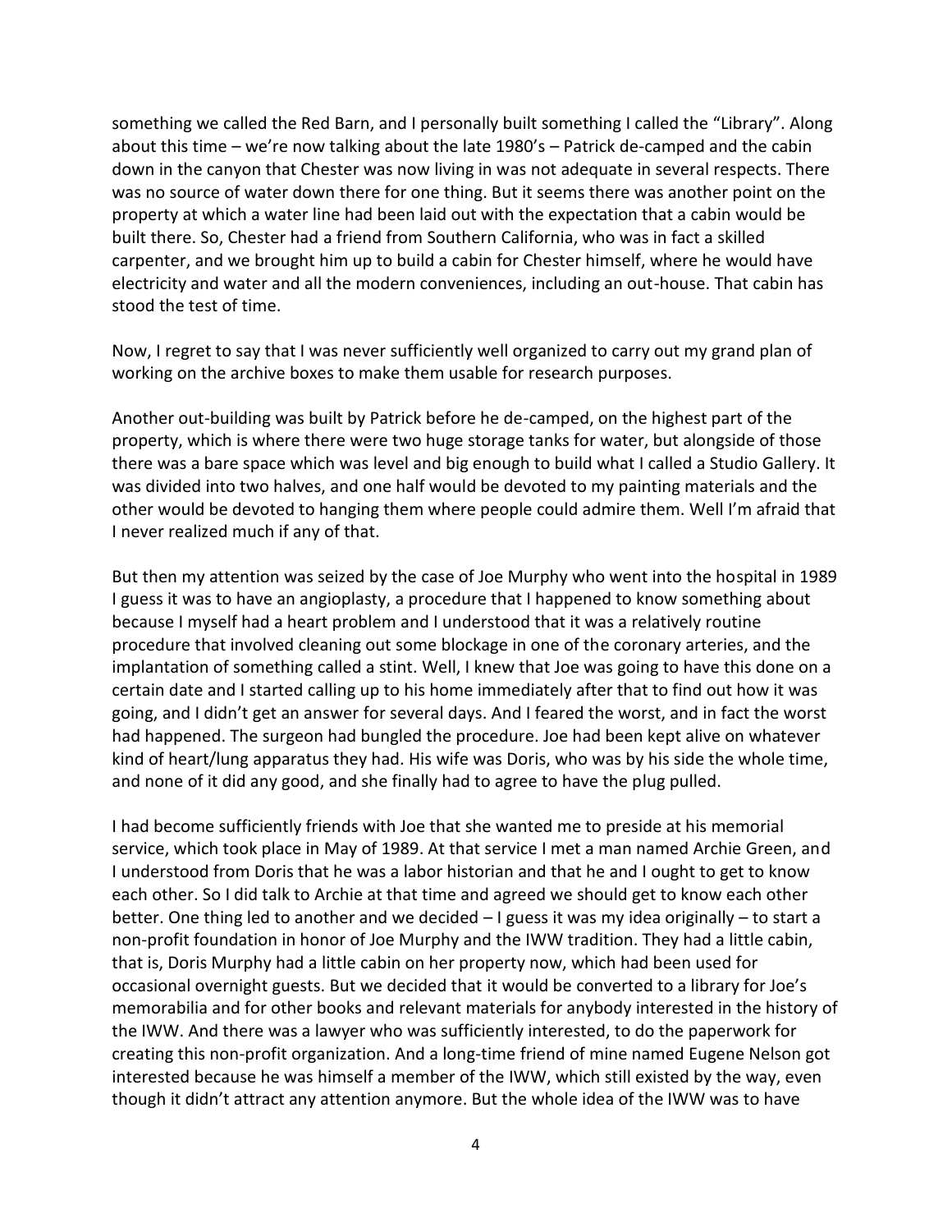something we called the Red Barn, and I personally built something I called the "Library". Along about this time – we're now talking about the late 1980's – Patrick de-camped and the cabin down in the canyon that Chester was now living in was not adequate in several respects. There was no source of water down there for one thing. But it seems there was another point on the property at which a water line had been laid out with the expectation that a cabin would be built there. So, Chester had a friend from Southern California, who was in fact a skilled carpenter, and we brought him up to build a cabin for Chester himself, where he would have electricity and water and all the modern conveniences, including an out-house. That cabin has stood the test of time.

Now, I regret to say that I was never sufficiently well organized to carry out my grand plan of working on the archive boxes to make them usable for research purposes.

Another out-building was built by Patrick before he de-camped, on the highest part of the property, which is where there were two huge storage tanks for water, but alongside of those there was a bare space which was level and big enough to build what I called a Studio Gallery. It was divided into two halves, and one half would be devoted to my painting materials and the other would be devoted to hanging them where people could admire them. Well I'm afraid that I never realized much if any of that.

But then my attention was seized by the case of Joe Murphy who went into the hospital in 1989 I guess it was to have an angioplasty, a procedure that I happened to know something about because I myself had a heart problem and I understood that it was a relatively routine procedure that involved cleaning out some blockage in one of the coronary arteries, and the implantation of something called a stint. Well, I knew that Joe was going to have this done on a certain date and I started calling up to his home immediately after that to find out how it was going, and I didn't get an answer for several days. And I feared the worst, and in fact the worst had happened. The surgeon had bungled the procedure. Joe had been kept alive on whatever kind of heart/lung apparatus they had. His wife was Doris, who was by his side the whole time, and none of it did any good, and she finally had to agree to have the plug pulled.

I had become sufficiently friends with Joe that she wanted me to preside at his memorial service, which took place in May of 1989. At that service I met a man named Archie Green, and I understood from Doris that he was a labor historian and that he and I ought to get to know each other. So I did talk to Archie at that time and agreed we should get to know each other better. One thing led to another and we decided – I guess it was my idea originally – to start a non-profit foundation in honor of Joe Murphy and the IWW tradition. They had a little cabin, that is, Doris Murphy had a little cabin on her property now, which had been used for occasional overnight guests. But we decided that it would be converted to a library for Joe's memorabilia and for other books and relevant materials for anybody interested in the history of the IWW. And there was a lawyer who was sufficiently interested, to do the paperwork for creating this non-profit organization. And a long-time friend of mine named Eugene Nelson got interested because he was himself a member of the IWW, which still existed by the way, even though it didn't attract any attention anymore. But the whole idea of the IWW was to have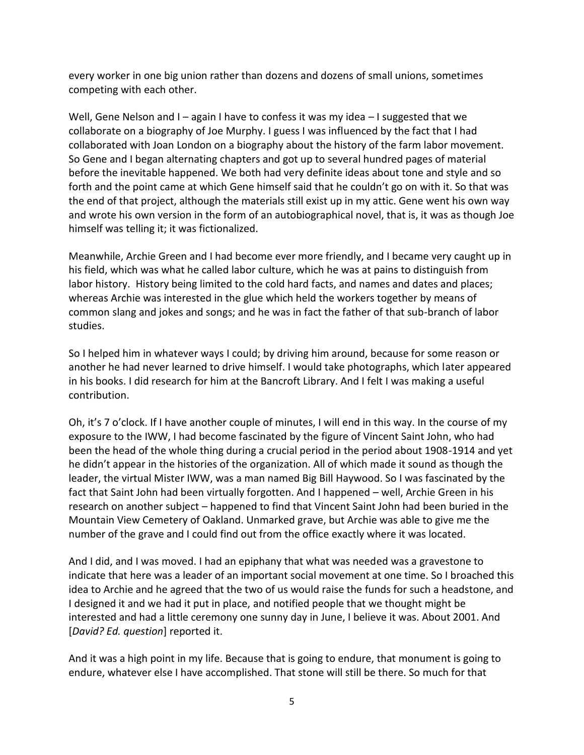every worker in one big union rather than dozens and dozens of small unions, sometimes competing with each other.

Well, Gene Nelson and I – again I have to confess it was my idea – I suggested that we collaborate on a biography of Joe Murphy. I guess I was influenced by the fact that I had collaborated with Joan London on a biography about the history of the farm labor movement. So Gene and I began alternating chapters and got up to several hundred pages of material before the inevitable happened. We both had very definite ideas about tone and style and so forth and the point came at which Gene himself said that he couldn't go on with it. So that was the end of that project, although the materials still exist up in my attic. Gene went his own way and wrote his own version in the form of an autobiographical novel, that is, it was as though Joe himself was telling it; it was fictionalized.

Meanwhile, Archie Green and I had become ever more friendly, and I became very caught up in his field, which was what he called labor culture, which he was at pains to distinguish from labor history. History being limited to the cold hard facts, and names and dates and places; whereas Archie was interested in the glue which held the workers together by means of common slang and jokes and songs; and he was in fact the father of that sub-branch of labor studies.

So I helped him in whatever ways I could; by driving him around, because for some reason or another he had never learned to drive himself. I would take photographs, which later appeared in his books. I did research for him at the Bancroft Library. And I felt I was making a useful contribution.

Oh, it's 7 o'clock. If I have another couple of minutes, I will end in this way. In the course of my exposure to the IWW, I had become fascinated by the figure of Vincent Saint John, who had been the head of the whole thing during a crucial period in the period about 1908-1914 and yet he didn't appear in the histories of the organization. All of which made it sound as though the leader, the virtual Mister IWW, was a man named Big Bill Haywood. So I was fascinated by the fact that Saint John had been virtually forgotten. And I happened – well, Archie Green in his research on another subject – happened to find that Vincent Saint John had been buried in the Mountain View Cemetery of Oakland. Unmarked grave, but Archie was able to give me the number of the grave and I could find out from the office exactly where it was located.

And I did, and I was moved. I had an epiphany that what was needed was a gravestone to indicate that here was a leader of an important social movement at one time. So I broached this idea to Archie and he agreed that the two of us would raise the funds for such a headstone, and I designed it and we had it put in place, and notified people that we thought might be interested and had a little ceremony one sunny day in June, I believe it was. About 2001. And [*David? Ed. question*] reported it.

And it was a high point in my life. Because that is going to endure, that monument is going to endure, whatever else I have accomplished. That stone will still be there. So much for that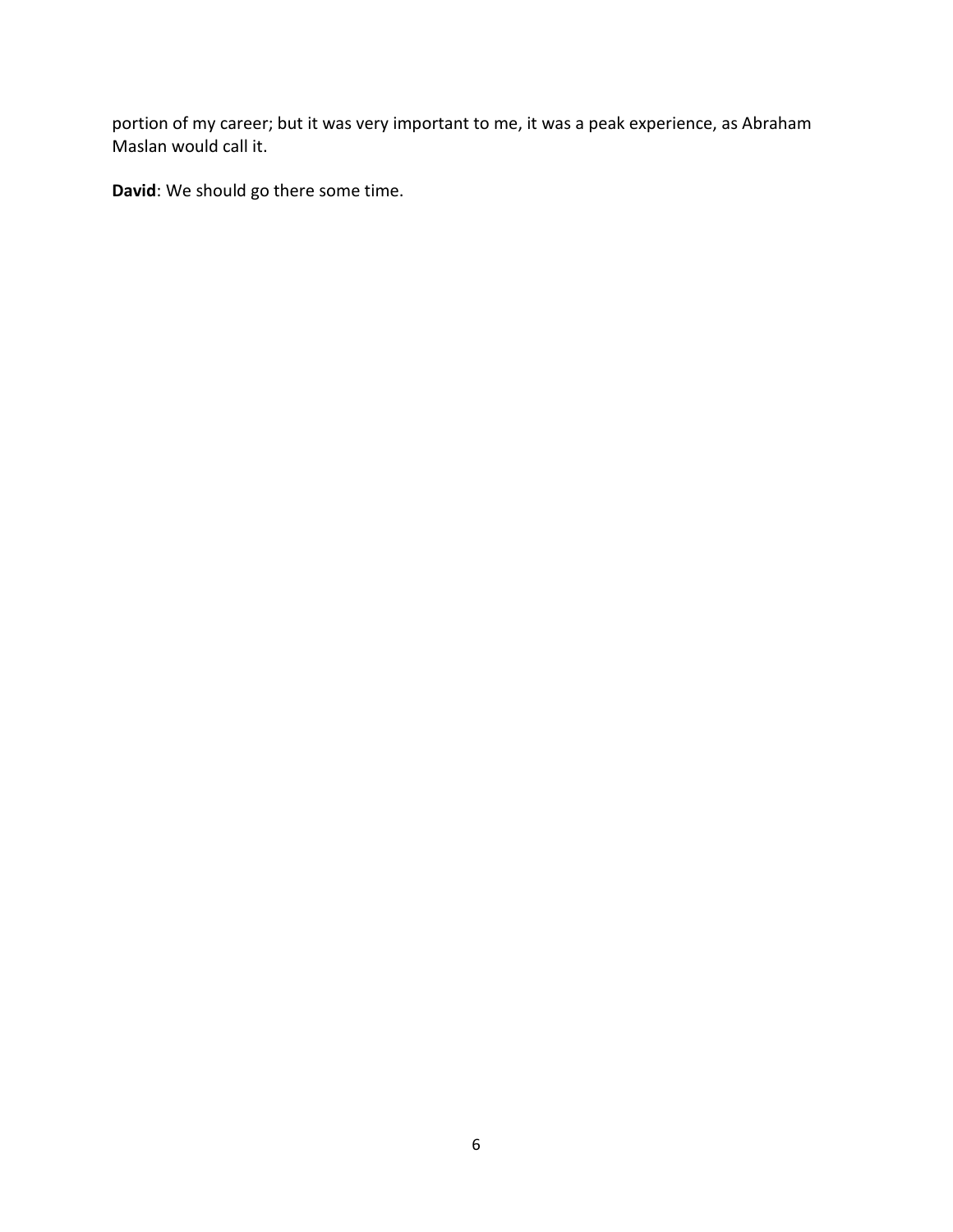portion of my career; but it was very important to me, it was a peak experience, as Abraham Maslan would call it.

**David**: We should go there some time.